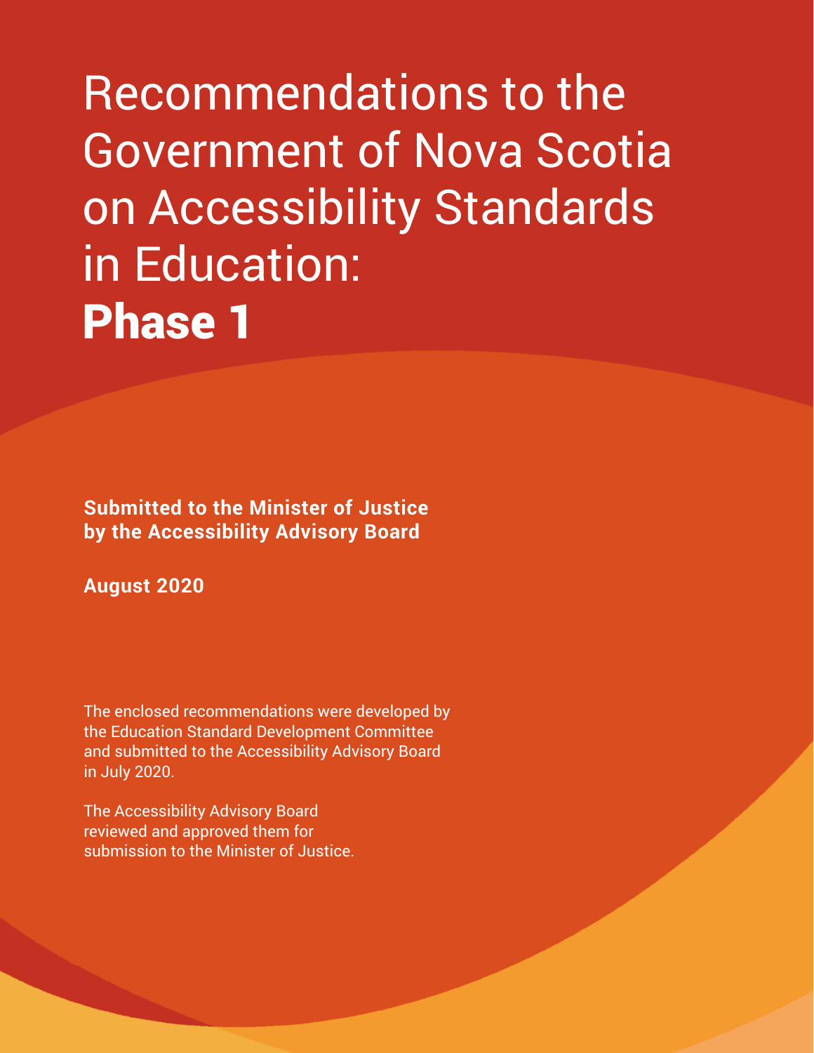# Recommendations to the Government of Nova Scotia on Accessibility Standards in Education: Phase 1

**Submitted to the Minister of Justice by the Accessibility Advisory Board**

**August 2020**

The enclosed recommendations were developed by the Education Standard Development Committee and submitted to the Accessibility Advisory Board in July 2020.

The Accessibility Advisory Board reviewed and approved them for submission to the Minister of Justice.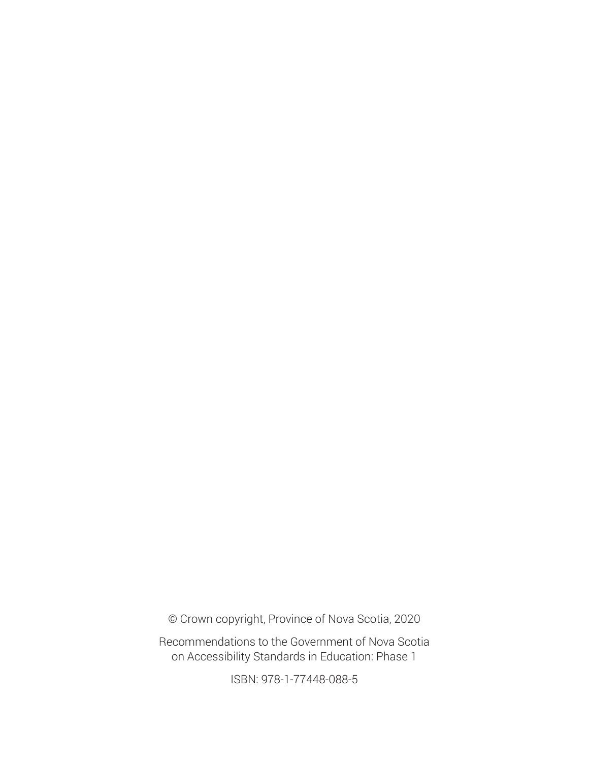© Crown copyright, Province of Nova Scotia, 2020

Recommendations to the Government of Nova Scotia on Accessibility Standards in Education: Phase 1

ISBN: 978-1-77448-088-5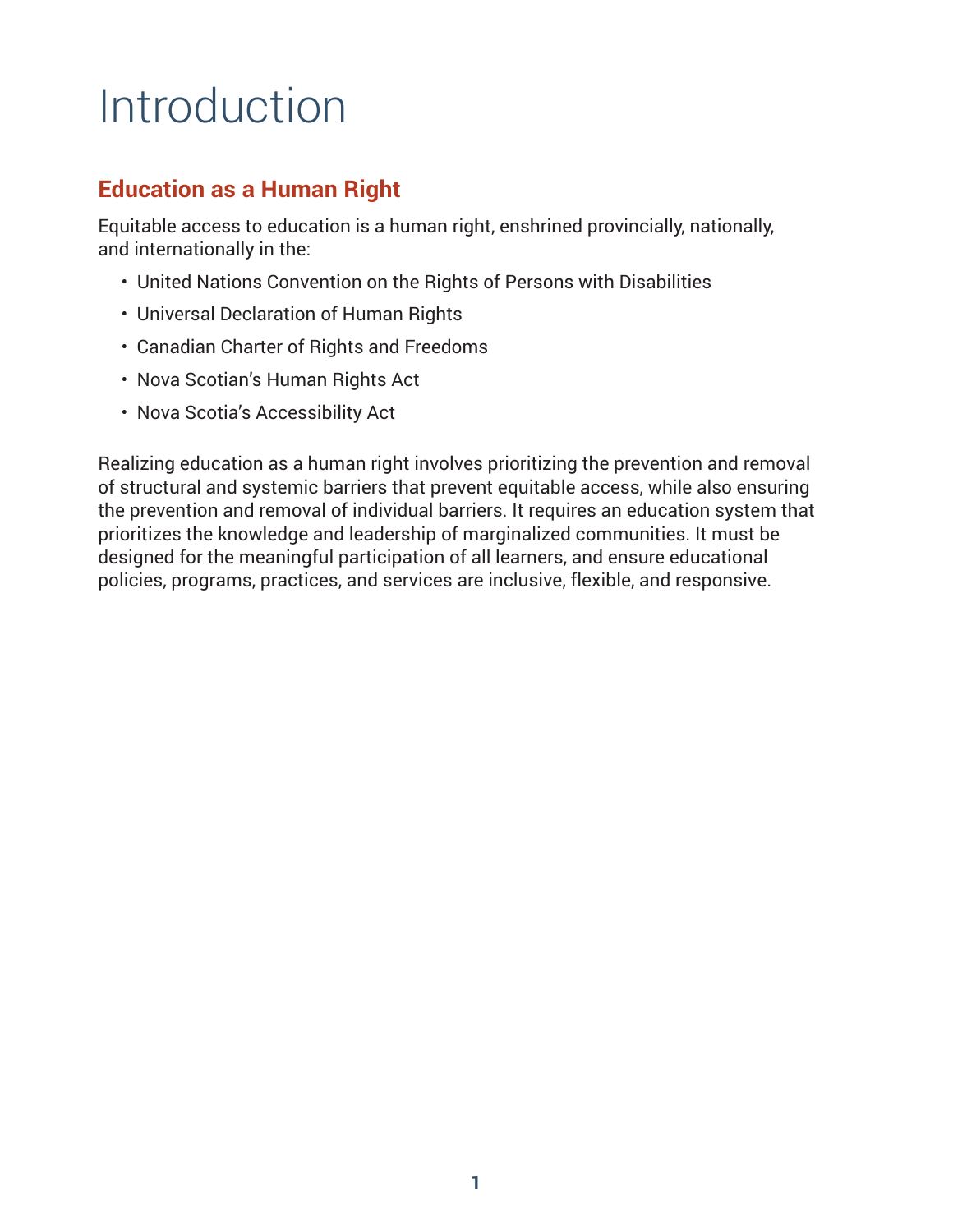# Introduction

## Education as a Human Right

Equitable access to education is a human right, enshrined provincially, nationally, and internationally in the:

- United Nations Convention on the Rights of Persons with Disabilities
- Universal Declaration of Human Rights
- Canadian Charter of Rights and Freedoms
- Nova Scotian's Human Rights Act
- Nova Scotia's Accessibility Act

Realizing education as a human right involves prioritizing the prevention and removal of structural and systemic barriers that prevent equitable access, while also ensuring the prevention and removal of individual barriers. It requires an education system that prioritizes the knowledge and leadership of marginalized communities. It must be designed for the meaningful participation of all learners, and ensure educational policies, programs, practices, and services are inclusive, flexible, and responsive.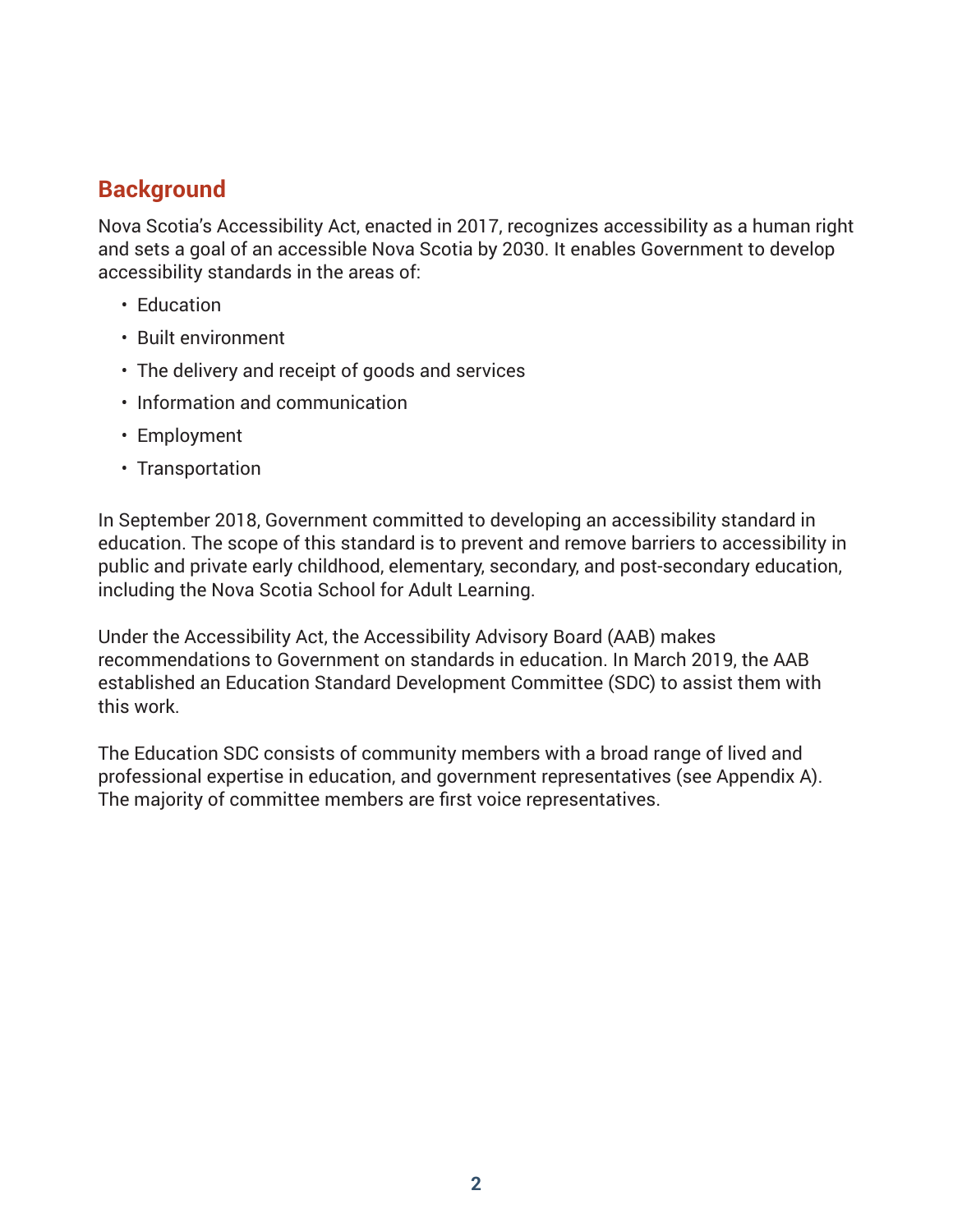## Background

Nova Scotia's Accessibility Act, enacted in 2017, recognizes accessibility as a human right and sets a goal of an accessible Nova Scotia by 2030. It enables Government to develop accessibility standards in the areas of:

- Education
- Built environment
- The delivery and receipt of goods and services
- Information and communication
- Employment
- Transportation

In September 2018, Government committed to developing an accessibility standard in education. The scope of this standard is to prevent and remove barriers to accessibility in public and private early childhood, elementary, secondary, and post-secondary education, including the Nova Scotia School for Adult Learning.

Under the Accessibility Act, the Accessibility Advisory Board (AAB) makes recommendations to Government on standards in education. In March 2019, the AAB established an Education Standard Development Committee (SDC) to assist them with this work.

The Education SDC consists of community members with a broad range of lived and professional expertise in education, and government representatives (see Appendix A). The majority of committee members are first voice representatives.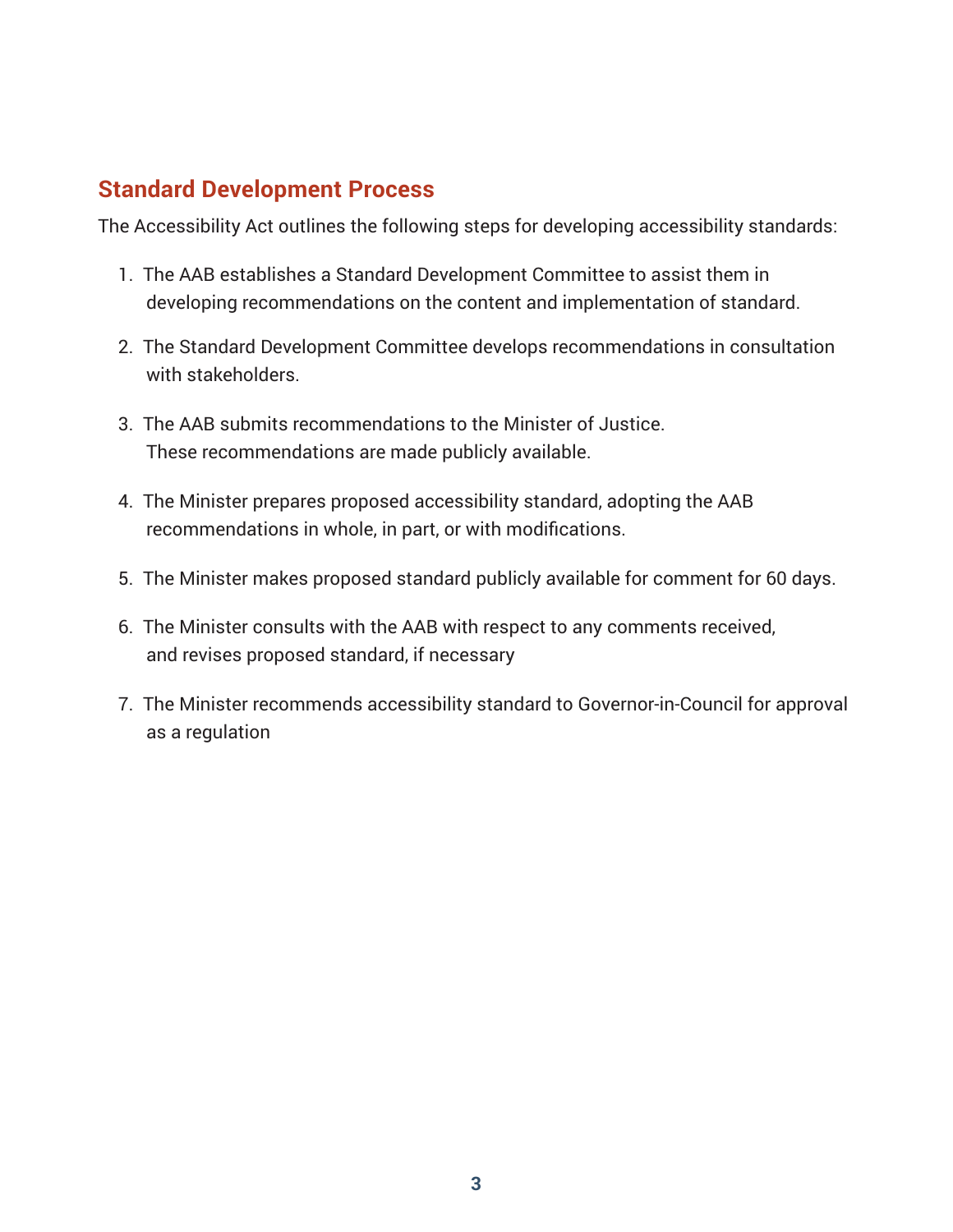## Standard Development Process

The Accessibility Act outlines the following steps for developing accessibility standards:

1. The AAB establishes a Standard Development Committee to assist them in developing recommendations on the content and implementation of standard.
2. The Standard Development Committee develops recommendations in consultation with stakeholders.
3. The AAB submits recommendations to the Minister of Justice. These recommendations are made publicly available.
4. The Minister prepares proposed accessibility standard, adopting the AAB recommendations in whole, in part, or with modifications.
5. The Minister makes proposed standard publicly available for comment for 60 days.
6. The Minister consults with the AAB with respect to any comments received, and revises proposed standard, if necessary
7. The Minister recommends accessibility standard to Governor-in-Council for approval as a regulation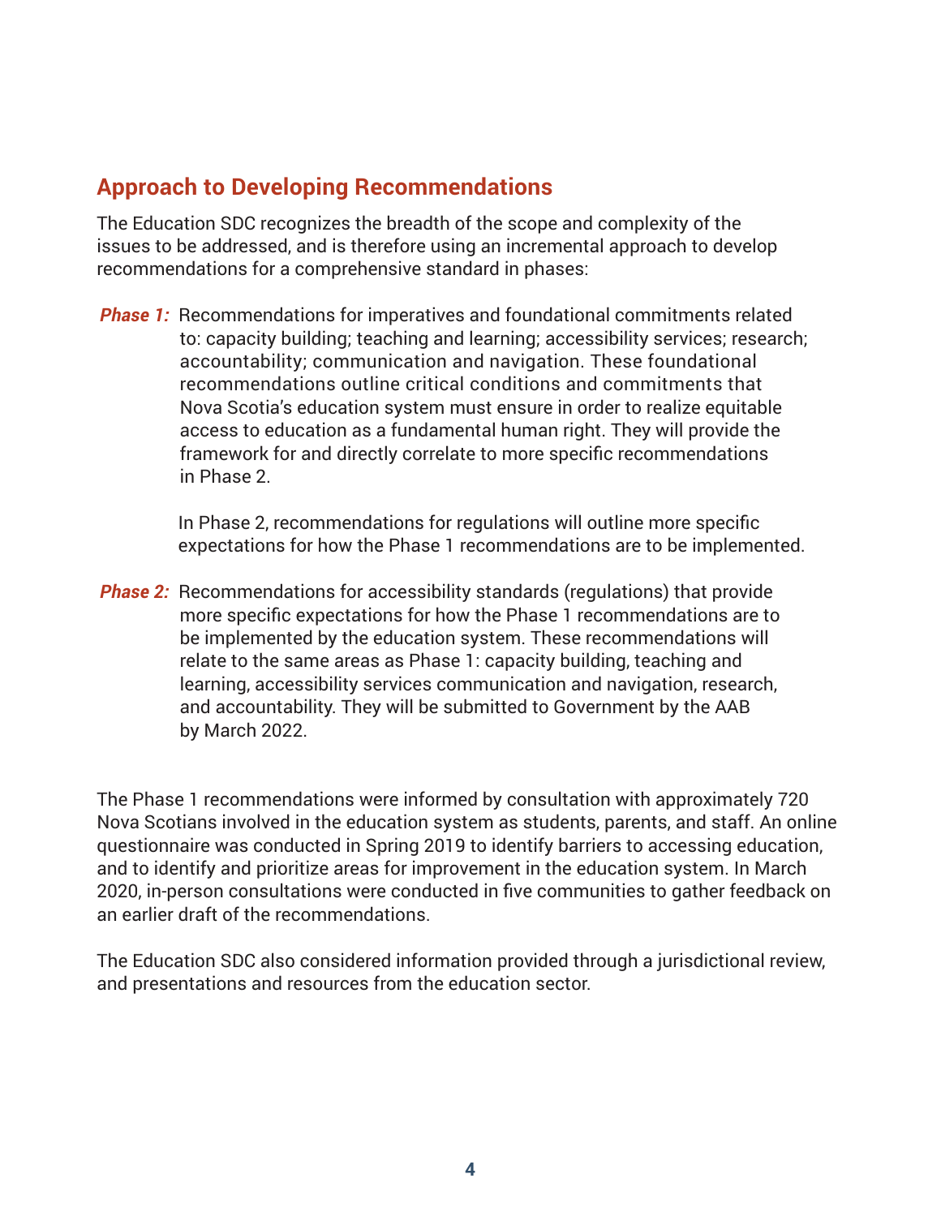## Approach to Developing Recommendations

The Education SDC recognizes the breadth of the scope and complexity of the issues to be addressed, and is therefore using an incremental approach to develop recommendations for a comprehensive standard in phases:

***Phase 1:*** Recommendations for imperatives and foundational commitments related to: capacity building; teaching and learning; accessibility services; research; accountability; communication and navigation. These foundational recommendations outline critical conditions and commitments that Nova Scotia's education system must ensure in order to realize equitable access to education as a fundamental human right. They will provide the framework for and directly correlate to more specific recommendations in Phase 2.

In Phase 2, recommendations for regulations will outline more specific expectations for how the Phase 1 recommendations are to be implemented.

***Phase 2:*** Recommendations for accessibility standards (regulations) that provide more specific expectations for how the Phase 1 recommendations are to be implemented by the education system. These recommendations will relate to the same areas as Phase 1: capacity building, teaching and learning, accessibility services communication and navigation, research, and accountability. They will be submitted to Government by the AAB by March 2022.

The Phase 1 recommendations were informed by consultation with approximately 720 Nova Scotians involved in the education system as students, parents, and staff. An online questionnaire was conducted in Spring 2019 to identify barriers to accessing education, and to identify and prioritize areas for improvement in the education system. In March 2020, in-person consultations were conducted in five communities to gather feedback on an earlier draft of the recommendations.

The Education SDC also considered information provided through a jurisdictional review, and presentations and resources from the education sector.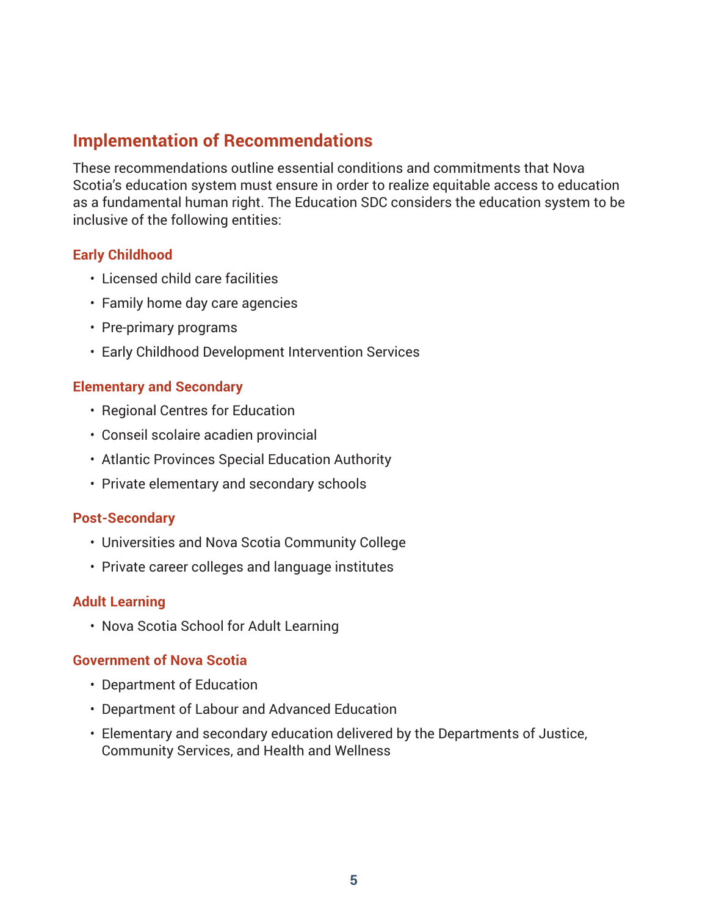## Implementation of Recommendations

These recommendations outline essential conditions and commitments that Nova Scotia's education system must ensure in order to realize equitable access to education as a fundamental human right. The Education SDC considers the education system to be inclusive of the following entities:

### Early Childhood

- Licensed child care facilities
- Family home day care agencies
- Pre-primary programs
- Early Childhood Development Intervention Services

### Elementary and Secondary

- Regional Centres for Education
- Conseil scolaire acadien provincial
- Atlantic Provinces Special Education Authority
- Private elementary and secondary schools

### Post-Secondary

- Universities and Nova Scotia Community College
- Private career colleges and language institutes

### Adult Learning

- Nova Scotia School for Adult Learning

### Government of Nova Scotia

- Department of Education
- Department of Labour and Advanced Education
- Elementary and secondary education delivered by the Departments of Justice, Community Services, and Health and Wellness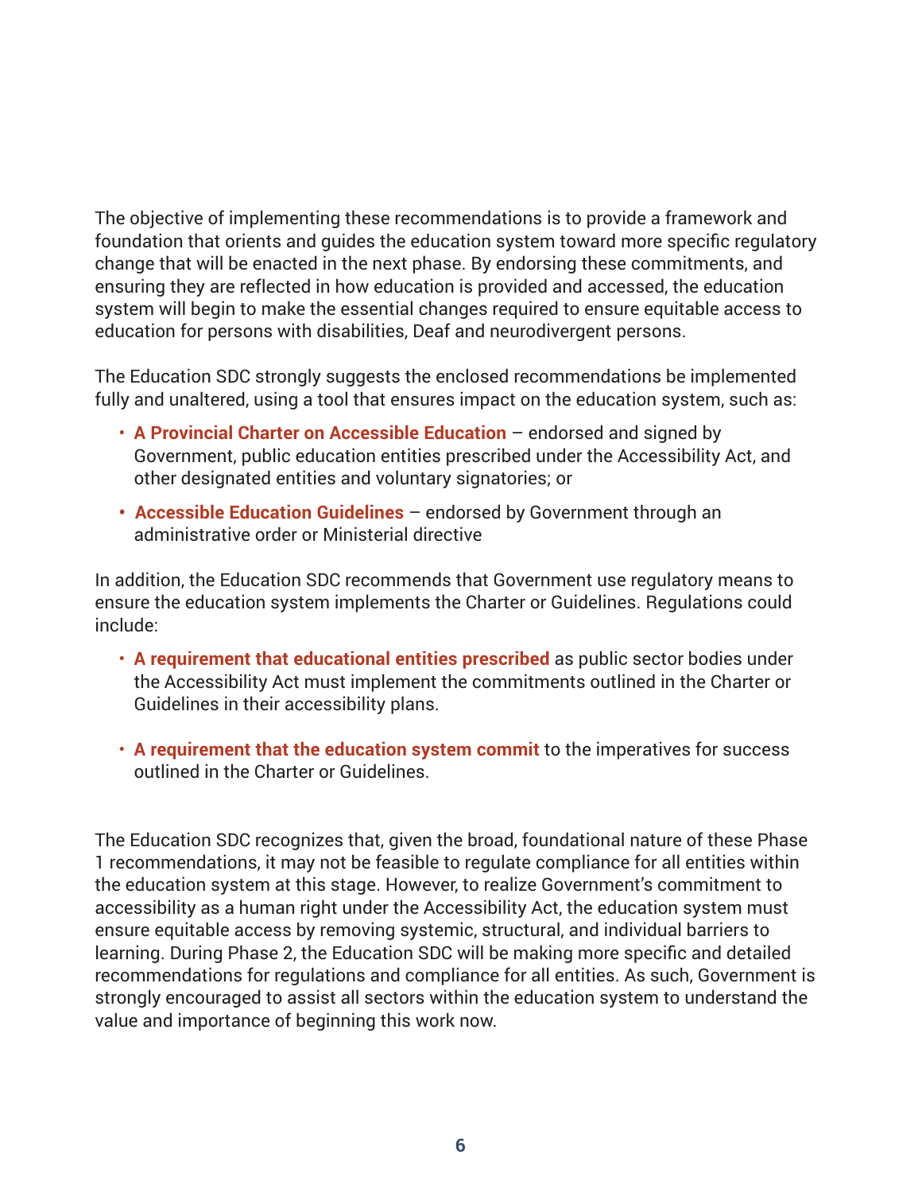The objective of implementing these recommendations is to provide a framework and foundation that orients and guides the education system toward more specific regulatory change that will be enacted in the next phase. By endorsing these commitments, and ensuring they are reflected in how education is provided and accessed, the education system will begin to make the essential changes required to ensure equitable access to education for persons with disabilities, Deaf and neurodivergent persons.

The Education SDC strongly suggests the enclosed recommendations be implemented fully and unaltered, using a tool that ensures impact on the education system, such as:

- **A Provincial Charter on Accessible Education** – endorsed and signed by Government, public education entities prescribed under the Accessibility Act, and other designated entities and voluntary signatories; or
- **Accessible Education Guidelines** – endorsed by Government through an administrative order or Ministerial directive

In addition, the Education SDC recommends that Government use regulatory means to ensure the education system implements the Charter or Guidelines. Regulations could include:

- **A requirement that educational entities prescribed** as public sector bodies under the Accessibility Act must implement the commitments outlined in the Charter or Guidelines in their accessibility plans.
- **A requirement that the education system commit** to the imperatives for success outlined in the Charter or Guidelines.

The Education SDC recognizes that, given the broad, foundational nature of these Phase 1 recommendations, it may not be feasible to regulate compliance for all entities within the education system at this stage. However, to realize Government's commitment to accessibility as a human right under the Accessibility Act, the education system must ensure equitable access by removing systemic, structural, and individual barriers to learning. During Phase 2, the Education SDC will be making more specific and detailed recommendations for regulations and compliance for all entities. As such, Government is strongly encouraged to assist all sectors within the education system to understand the value and importance of beginning this work now.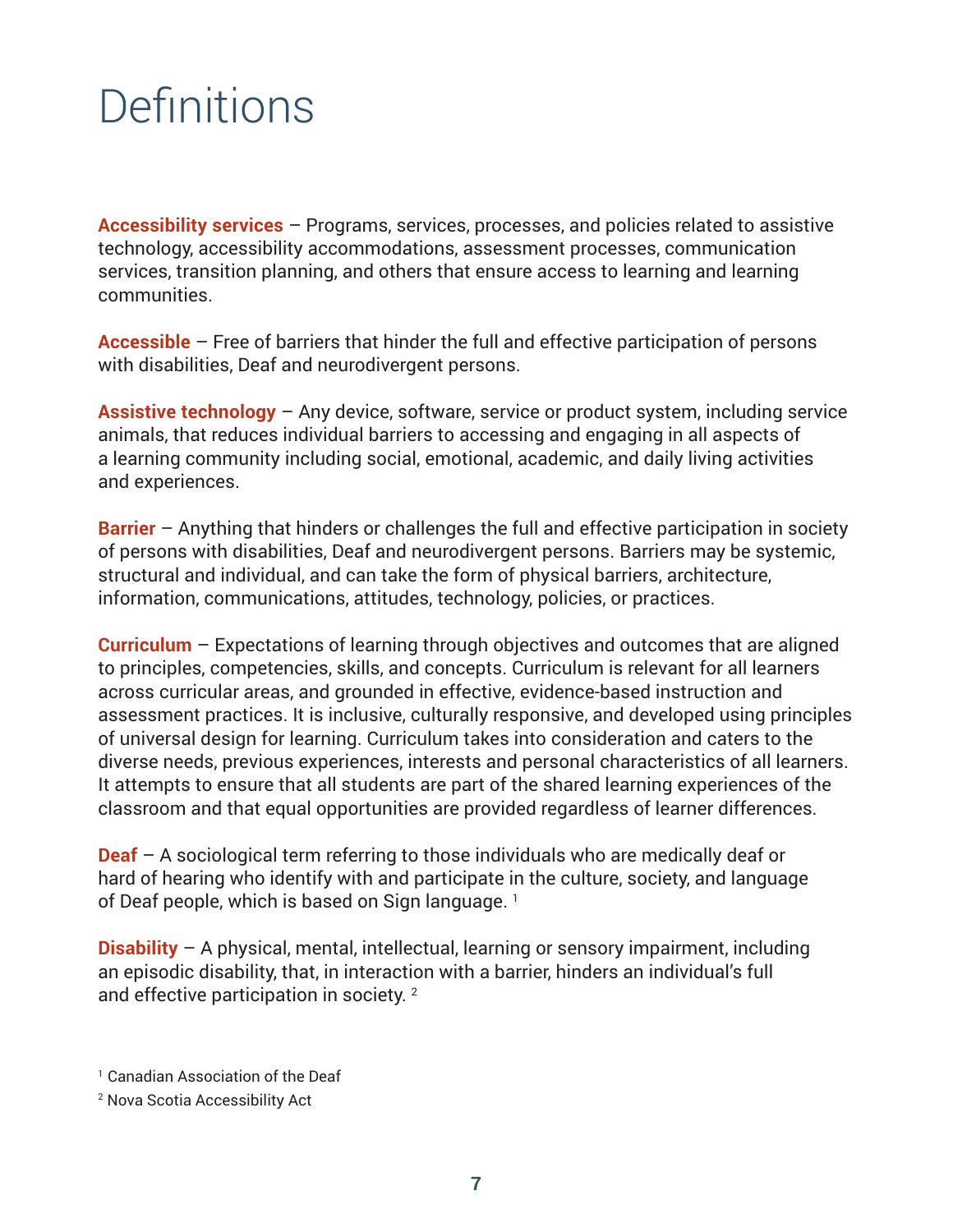# Definitions

**Accessibility services** – Programs, services, processes, and policies related to assistive technology, accessibility accommodations, assessment processes, communication services, transition planning, and others that ensure access to learning and learning communities.

**Accessible** – Free of barriers that hinder the full and effective participation of persons with disabilities, Deaf and neurodivergent persons.

**Assistive technology** – Any device, software, service or product system, including service animals, that reduces individual barriers to accessing and engaging in all aspects of a learning community including social, emotional, academic, and daily living activities and experiences.

**Barrier** – Anything that hinders or challenges the full and effective participation in society of persons with disabilities, Deaf and neurodivergent persons. Barriers may be systemic, structural and individual, and can take the form of physical barriers, architecture, information, communications, attitudes, technology, policies, or practices.

**Curriculum** – Expectations of learning through objectives and outcomes that are aligned to principles, competencies, skills, and concepts. Curriculum is relevant for all learners across curricular areas, and grounded in effective, evidence-based instruction and assessment practices. It is inclusive, culturally responsive, and developed using principles of universal design for learning. Curriculum takes into consideration and caters to the diverse needs, previous experiences, interests and personal characteristics of all learners. It attempts to ensure that all students are part of the shared learning experiences of the classroom and that equal opportunities are provided regardless of learner differences.

**Deaf** – A sociological term referring to those individuals who are medically deaf or hard of hearing who identify with and participate in the culture, society, and language of Deaf people, which is based on Sign language. [1]

**Disability** – A physical, mental, intellectual, learning or sensory impairment, including an episodic disability, that, in interaction with a barrier, hinders an individual's full and effective participation in society. [2]

[1] Canadian Association of the Deaf

[2] Nova Scotia Accessibility Act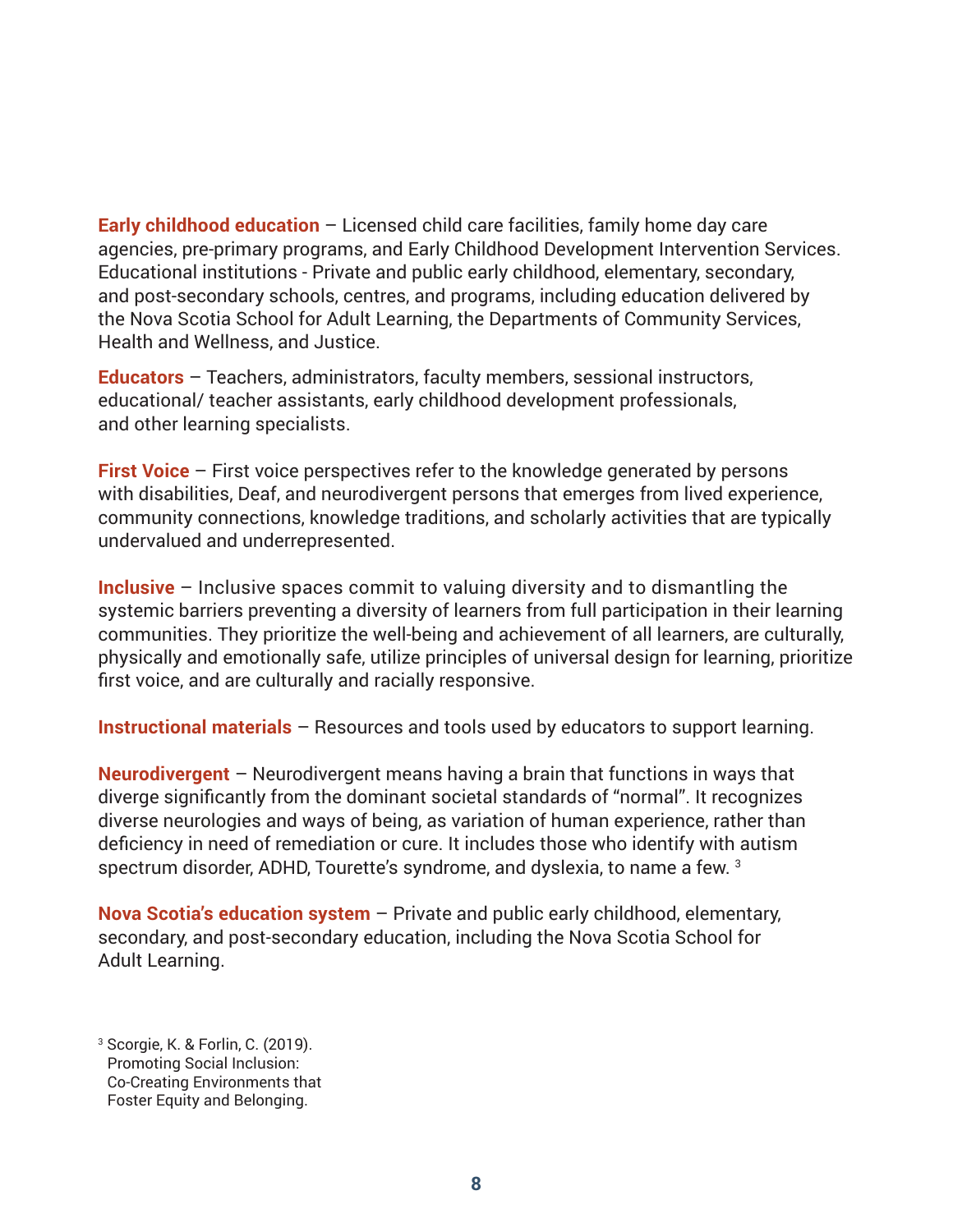**Early childhood education** – Licensed child care facilities, family home day care agencies, pre-primary programs, and Early Childhood Development Intervention Services. Educational institutions - Private and public early childhood, elementary, secondary, and post-secondary schools, centres, and programs, including education delivered by the Nova Scotia School for Adult Learning, the Departments of Community Services, Health and Wellness, and Justice.

**Educators** – Teachers, administrators, faculty members, sessional instructors, educational/ teacher assistants, early childhood development professionals, and other learning specialists.

**First Voice** – First voice perspectives refer to the knowledge generated by persons with disabilities, Deaf, and neurodivergent persons that emerges from lived experience, community connections, knowledge traditions, and scholarly activities that are typically undervalued and underrepresented.

**Inclusive** – Inclusive spaces commit to valuing diversity and to dismantling the systemic barriers preventing a diversity of learners from full participation in their learning communities. They prioritize the well-being and achievement of all learners, are culturally, physically and emotionally safe, utilize principles of universal design for learning, prioritize first voice, and are culturally and racially responsive.

**Instructional materials** – Resources and tools used by educators to support learning.

**Neurodivergent** – Neurodivergent means having a brain that functions in ways that diverge significantly from the dominant societal standards of "normal". It recognizes diverse neurologies and ways of being, as variation of human experience, rather than deficiency in need of remediation or cure. It includes those who identify with autism spectrum disorder, ADHD, Tourette's syndrome, and dyslexia, to name a few. [3]

**Nova Scotia's education system** – Private and public early childhood, elementary, secondary, and post-secondary education, including the Nova Scotia School for Adult Learning.

[3] Scorgie, K. & Forlin, C. (2019). Promoting Social Inclusion: Co-Creating Environments that Foster Equity and Belonging.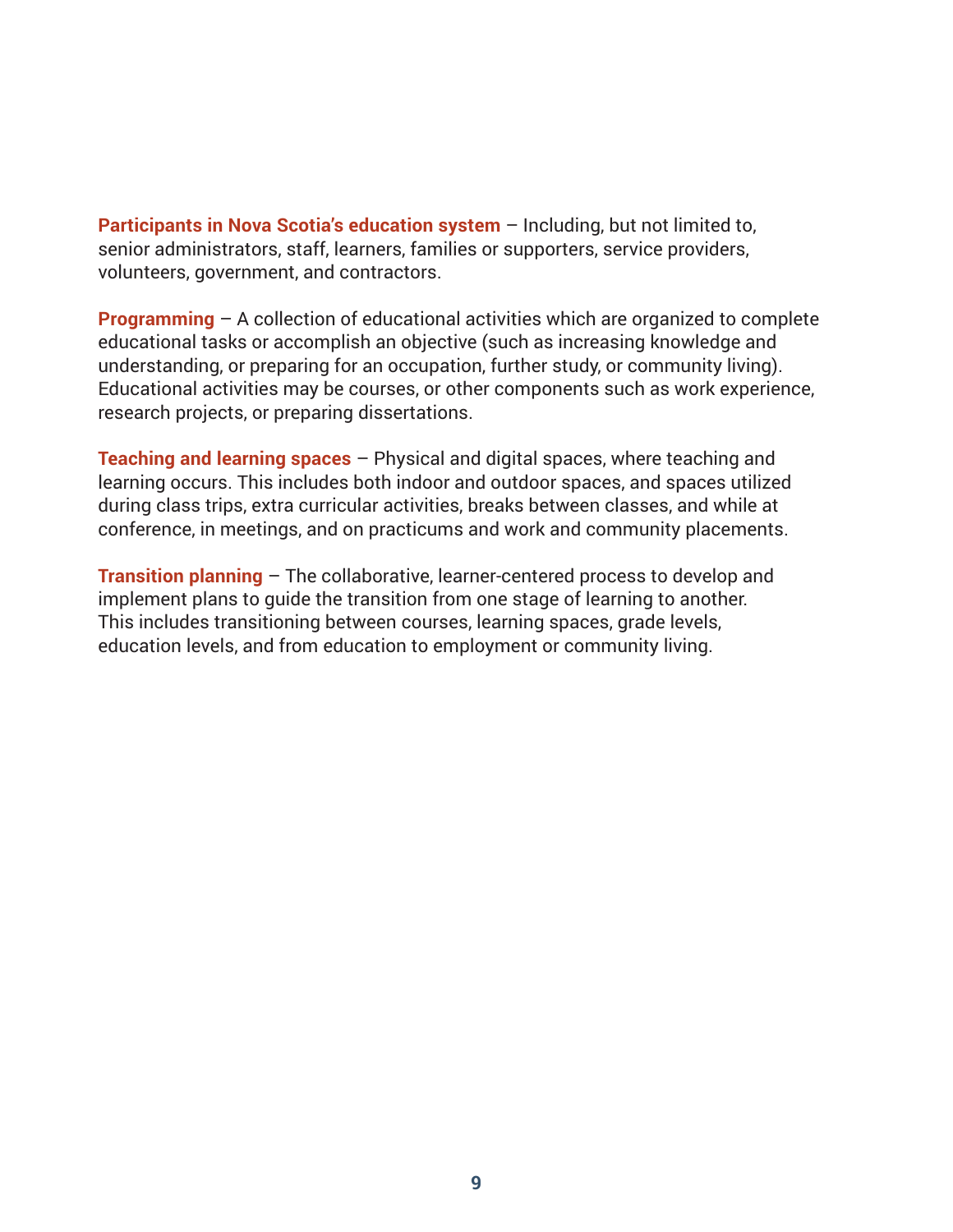**Participants in Nova Scotia's education system** – Including, but not limited to, senior administrators, staff, learners, families or supporters, service providers, volunteers, government, and contractors.

**Programming** – A collection of educational activities which are organized to complete educational tasks or accomplish an objective (such as increasing knowledge and understanding, or preparing for an occupation, further study, or community living). Educational activities may be courses, or other components such as work experience, research projects, or preparing dissertations.

**Teaching and learning spaces** – Physical and digital spaces, where teaching and learning occurs. This includes both indoor and outdoor spaces, and spaces utilized during class trips, extra curricular activities, breaks between classes, and while at conference, in meetings, and on practicums and work and community placements.

**Transition planning** – The collaborative, learner-centered process to develop and implement plans to guide the transition from one stage of learning to another. This includes transitioning between courses, learning spaces, grade levels, education levels, and from education to employment or community living.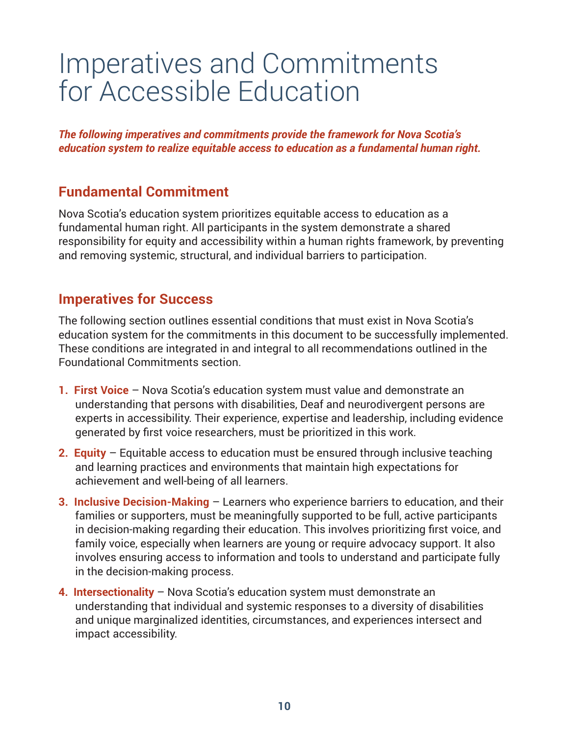# Imperatives and Commitments for Accessible Education

***The following imperatives and commitments provide the framework for Nova Scotia's education system to realize equitable access to education as a fundamental human right.***

## Fundamental Commitment

Nova Scotia's education system prioritizes equitable access to education as a fundamental human right. All participants in the system demonstrate a shared responsibility for equity and accessibility within a human rights framework, by preventing and removing systemic, structural, and individual barriers to participation.

## Imperatives for Success

The following section outlines essential conditions that must exist in Nova Scotia's education system for the commitments in this document to be successfully implemented. These conditions are integrated in and integral to all recommendations outlined in the Foundational Commitments section.

1. **First Voice** – Nova Scotia's education system must value and demonstrate an understanding that persons with disabilities, Deaf and neurodivergent persons are experts in accessibility. Their experience, expertise and leadership, including evidence generated by first voice researchers, must be prioritized in this work.
2. **Equity** – Equitable access to education must be ensured through inclusive teaching and learning practices and environments that maintain high expectations for achievement and well-being of all learners.
3. **Inclusive Decision-Making** – Learners who experience barriers to education, and their families or supporters, must be meaningfully supported to be full, active participants in decision-making regarding their education. This involves prioritizing first voice, and family voice, especially when learners are young or require advocacy support. It also involves ensuring access to information and tools to understand and participate fully in the decision-making process.
4. **Intersectionality** – Nova Scotia's education system must demonstrate an understanding that individual and systemic responses to a diversity of disabilities and unique marginalized identities, circumstances, and experiences intersect and impact accessibility.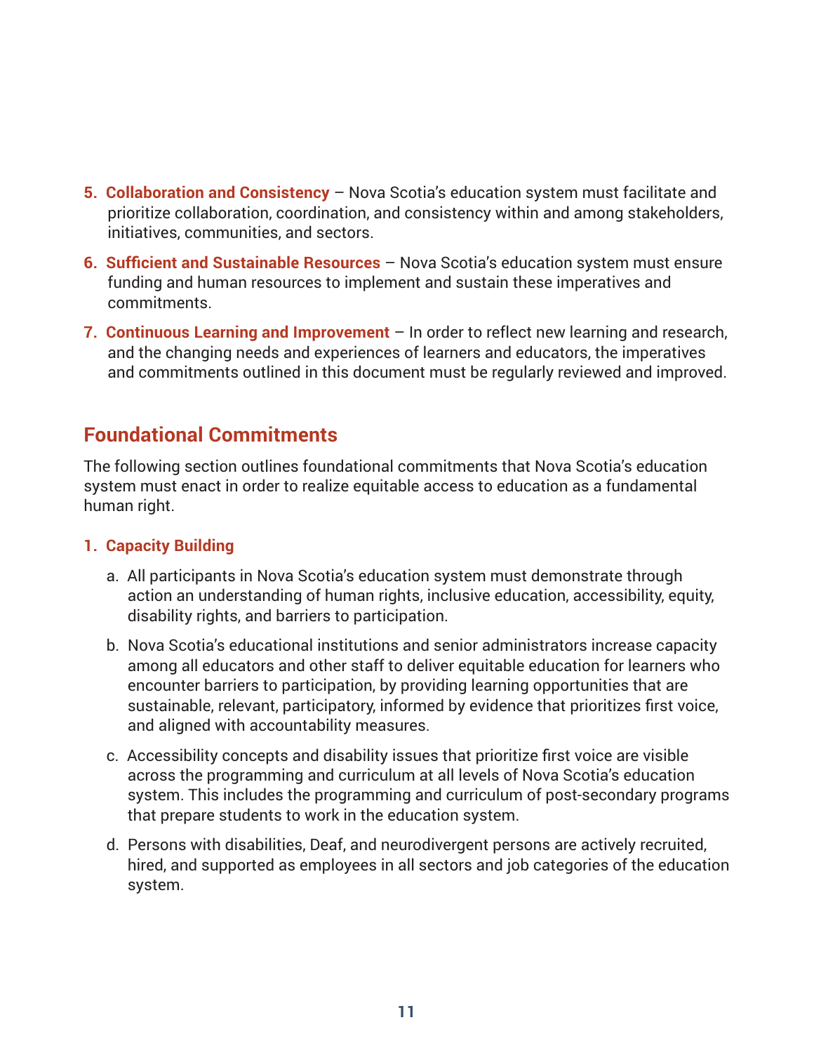5. **Collaboration and Consistency** – Nova Scotia's education system must facilitate and prioritize collaboration, coordination, and consistency within and among stakeholders, initiatives, communities, and sectors.
6. **Sufficient and Sustainable Resources** – Nova Scotia's education system must ensure funding and human resources to implement and sustain these imperatives and commitments.
7. **Continuous Learning and Improvement** – In order to reflect new learning and research, and the changing needs and experiences of learners and educators, the imperatives and commitments outlined in this document must be regularly reviewed and improved.

## Foundational Commitments

The following section outlines foundational commitments that Nova Scotia's education system must enact in order to realize equitable access to education as a fundamental human right.

### 1. Capacity Building

a. All participants in Nova Scotia's education system must demonstrate through action an understanding of human rights, inclusive education, accessibility, equity, disability rights, and barriers to participation.

b. Nova Scotia's educational institutions and senior administrators increase capacity among all educators and other staff to deliver equitable education for learners who encounter barriers to participation, by providing learning opportunities that are sustainable, relevant, participatory, informed by evidence that prioritizes first voice, and aligned with accountability measures.

c. Accessibility concepts and disability issues that prioritize first voice are visible across the programming and curriculum at all levels of Nova Scotia's education system. This includes the programming and curriculum of post-secondary programs that prepare students to work in the education system.

d. Persons with disabilities, Deaf, and neurodivergent persons are actively recruited, hired, and supported as employees in all sectors and job categories of the education system.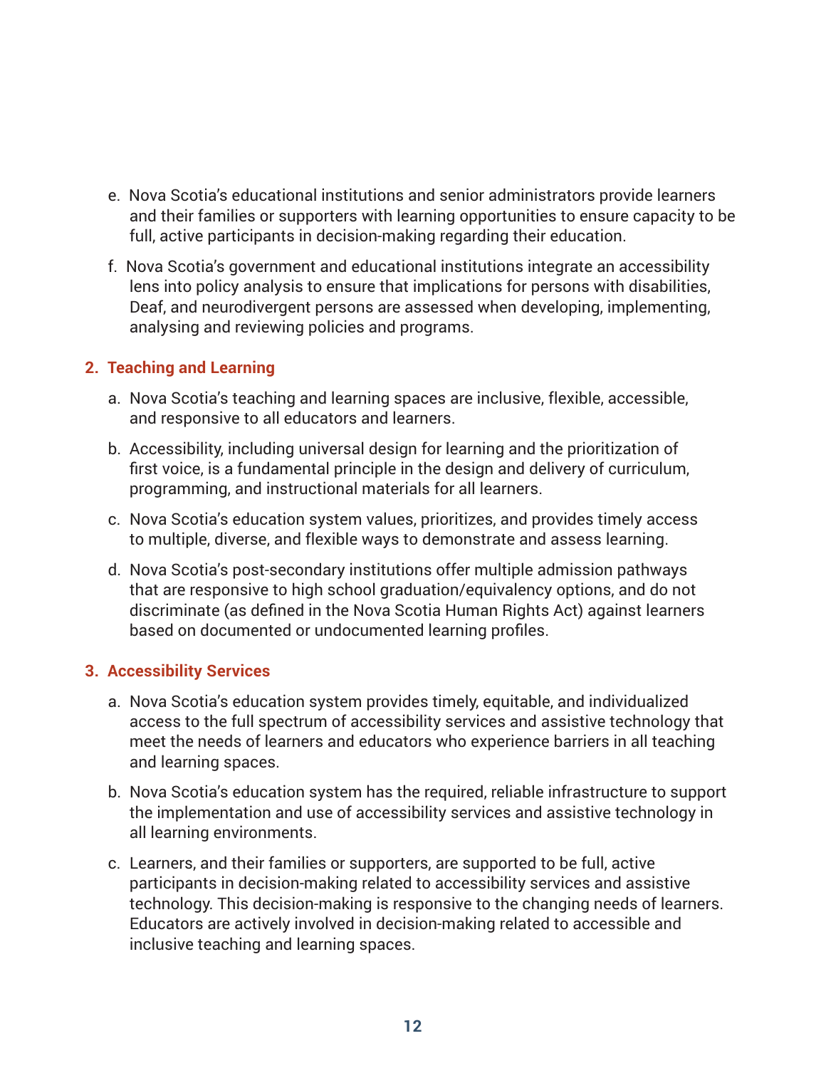e. Nova Scotia's educational institutions and senior administrators provide learners and their families or supporters with learning opportunities to ensure capacity to be full, active participants in decision-making regarding their education.

f. Nova Scotia's government and educational institutions integrate an accessibility lens into policy analysis to ensure that implications for persons with disabilities, Deaf, and neurodivergent persons are assessed when developing, implementing, analysing and reviewing policies and programs.

## 2. Teaching and Learning

a. Nova Scotia's teaching and learning spaces are inclusive, flexible, accessible, and responsive to all educators and learners.

b. Accessibility, including universal design for learning and the prioritization of first voice, is a fundamental principle in the design and delivery of curriculum, programming, and instructional materials for all learners.

c. Nova Scotia's education system values, prioritizes, and provides timely access to multiple, diverse, and flexible ways to demonstrate and assess learning.

d. Nova Scotia's post-secondary institutions offer multiple admission pathways that are responsive to high school graduation/equivalency options, and do not discriminate (as defined in the Nova Scotia Human Rights Act) against learners based on documented or undocumented learning profiles.

## 3. Accessibility Services

a. Nova Scotia's education system provides timely, equitable, and individualized access to the full spectrum of accessibility services and assistive technology that meet the needs of learners and educators who experience barriers in all teaching and learning spaces.

b. Nova Scotia's education system has the required, reliable infrastructure to support the implementation and use of accessibility services and assistive technology in all learning environments.

c. Learners, and their families or supporters, are supported to be full, active participants in decision-making related to accessibility services and assistive technology. This decision-making is responsive to the changing needs of learners. Educators are actively involved in decision-making related to accessible and inclusive teaching and learning spaces.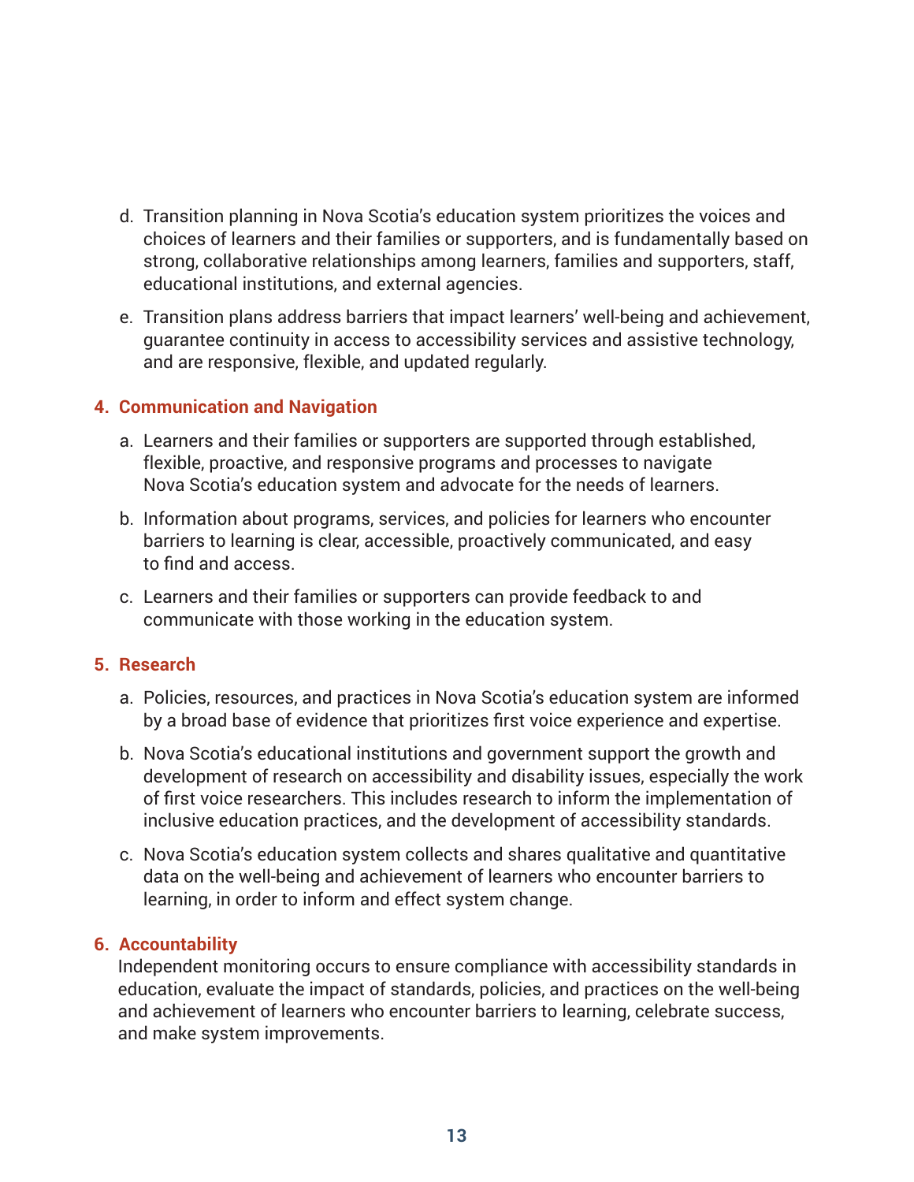d. Transition planning in Nova Scotia's education system prioritizes the voices and choices of learners and their families or supporters, and is fundamentally based on strong, collaborative relationships among learners, families and supporters, staff, educational institutions, and external agencies.

e. Transition plans address barriers that impact learners' well-being and achievement, guarantee continuity in access to accessibility services and assistive technology, and are responsive, flexible, and updated regularly.

### 4. Communication and Navigation

a. Learners and their families or supporters are supported through established, flexible, proactive, and responsive programs and processes to navigate Nova Scotia's education system and advocate for the needs of learners.

b. Information about programs, services, and policies for learners who encounter barriers to learning is clear, accessible, proactively communicated, and easy to find and access.

c. Learners and their families or supporters can provide feedback to and communicate with those working in the education system.

### 5. Research

a. Policies, resources, and practices in Nova Scotia's education system are informed by a broad base of evidence that prioritizes first voice experience and expertise.

b. Nova Scotia's educational institutions and government support the growth and development of research on accessibility and disability issues, especially the work of first voice researchers. This includes research to inform the implementation of inclusive education practices, and the development of accessibility standards.

c. Nova Scotia's education system collects and shares qualitative and quantitative data on the well-being and achievement of learners who encounter barriers to learning, in order to inform and effect system change.

### 6. Accountability

Independent monitoring occurs to ensure compliance with accessibility standards in education, evaluate the impact of standards, policies, and practices on the well-being and achievement of learners who encounter barriers to learning, celebrate success, and make system improvements.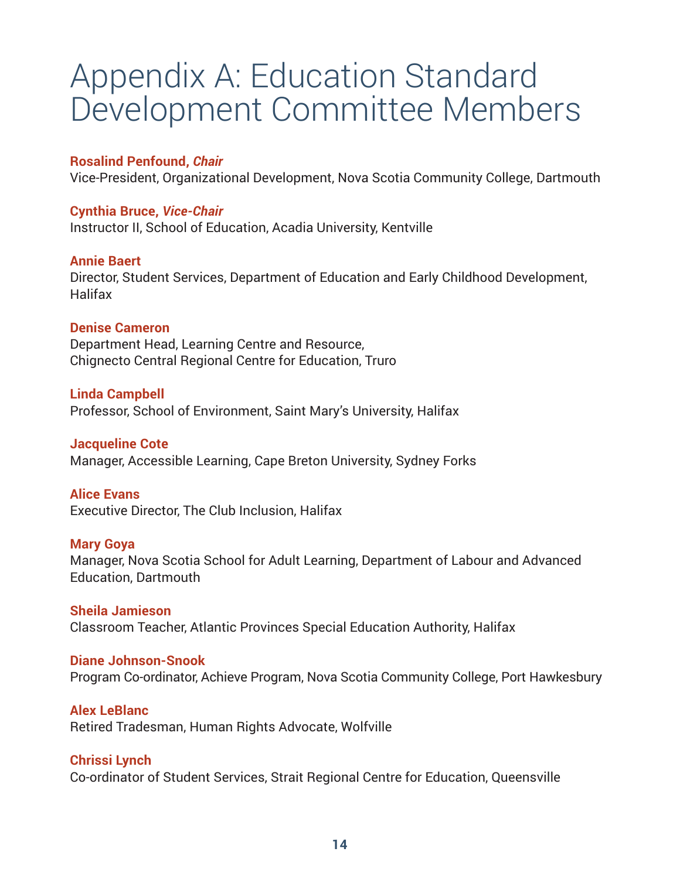# Appendix A: Education Standard Development Committee Members

**Rosalind Penfound, *Chair***
Vice-President, Organizational Development, Nova Scotia Community College, Dartmouth

**Cynthia Bruce, *Vice-Chair***
Instructor II, School of Education, Acadia University, Kentville

**Annie Baert**
Director, Student Services, Department of Education and Early Childhood Development, Halifax

**Denise Cameron**
Department Head, Learning Centre and Resource,
Chignecto Central Regional Centre for Education, Truro

**Linda Campbell**
Professor, School of Environment, Saint Mary's University, Halifax

**Jacqueline Cote**
Manager, Accessible Learning, Cape Breton University, Sydney Forks

**Alice Evans**
Executive Director, The Club Inclusion, Halifax

**Mary Goya**
Manager, Nova Scotia School for Adult Learning, Department of Labour and Advanced Education, Dartmouth

**Sheila Jamieson**
Classroom Teacher, Atlantic Provinces Special Education Authority, Halifax

**Diane Johnson-Snook**
Program Co-ordinator, Achieve Program, Nova Scotia Community College, Port Hawkesbury

**Alex LeBlanc**
Retired Tradesman, Human Rights Advocate, Wolfville

**Chrissi Lynch**
Co-ordinator of Student Services, Strait Regional Centre for Education, Queensville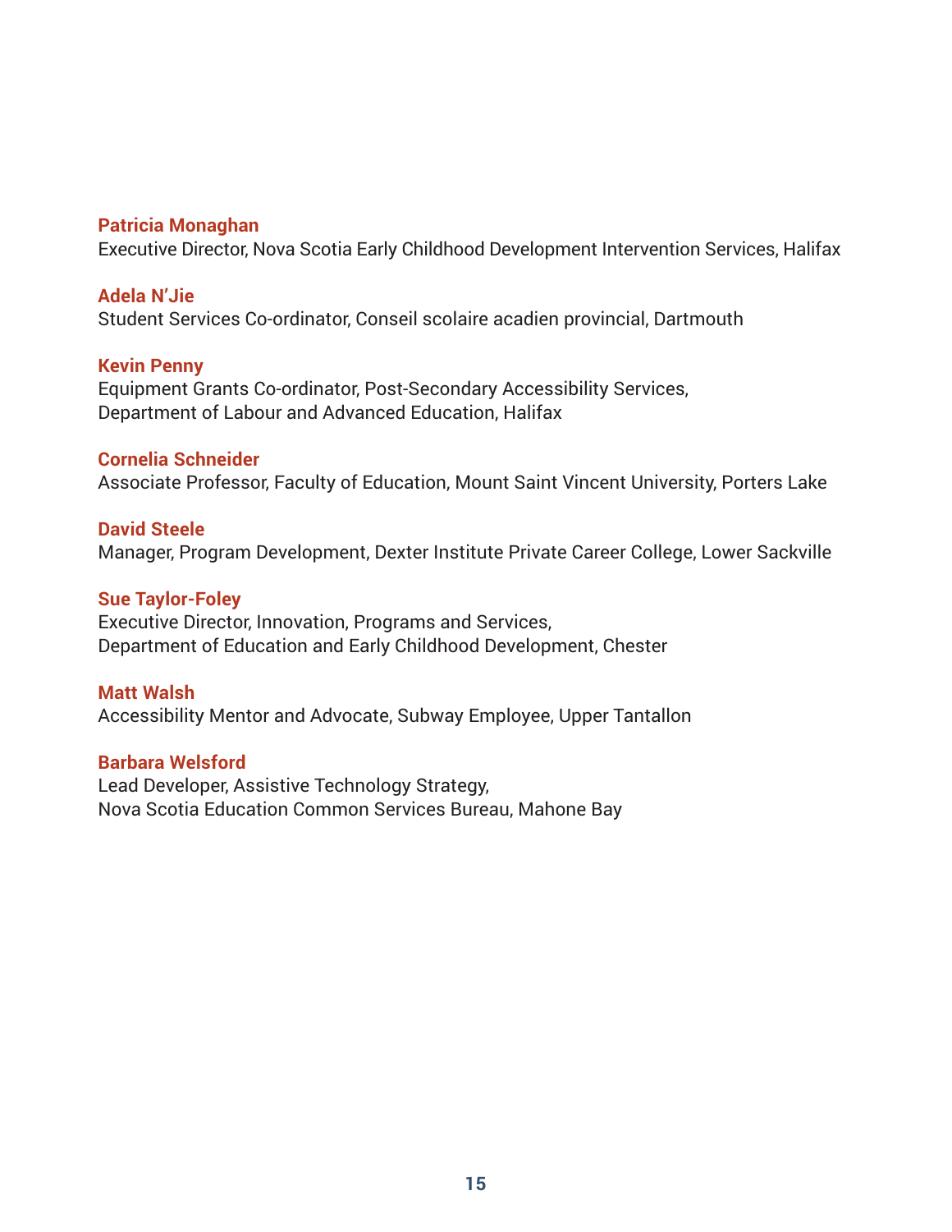**Patricia Monaghan**
Executive Director, Nova Scotia Early Childhood Development Intervention Services, Halifax

**Adela N'Jie**
Student Services Co-ordinator, Conseil scolaire acadien provincial, Dartmouth

**Kevin Penny**
Equipment Grants Co-ordinator, Post-Secondary Accessibility Services,
Department of Labour and Advanced Education, Halifax

**Cornelia Schneider**
Associate Professor, Faculty of Education, Mount Saint Vincent University, Porters Lake

**David Steele**
Manager, Program Development, Dexter Institute Private Career College, Lower Sackville

**Sue Taylor-Foley**
Executive Director, Innovation, Programs and Services,
Department of Education and Early Childhood Development, Chester

**Matt Walsh**
Accessibility Mentor and Advocate, Subway Employee, Upper Tantallon

**Barbara Welsford**
Lead Developer, Assistive Technology Strategy,
Nova Scotia Education Common Services Bureau, Mahone Bay